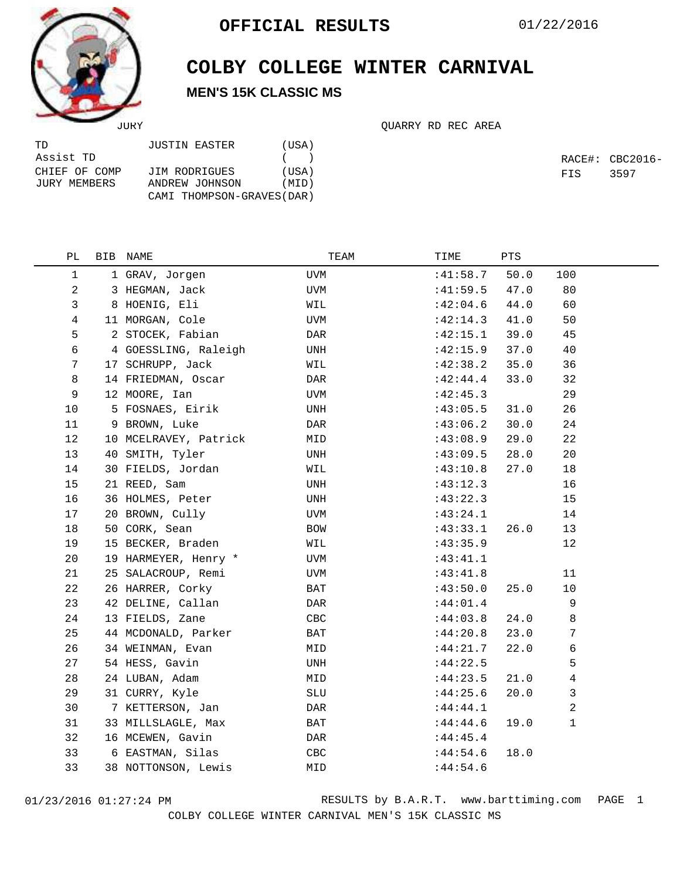# OFFICIAL RESULTS

01/22/2016

# COLBY COLLEGE WINTER CARNIVAL

### MEN'S 15K CLASSIC MS

JURY

QUARRY RD REC AREA

| | | |
|---|---|---|
| TD | JUSTIN EASTER | (USA) |
| Assist TD | | ( ) |
| CHIEF OF COMP | JIM RODRIGUES | (USA) |
| JURY MEMBERS | ANDREW JOHNSON | (MID) |
| | CAMI THOMPSON-GRAVES | (DAR) |

RACE#: CBC2016-
FIS 3597

| PL | BIB | NAME | TEAM | TIME | PTS | |
|---|---|---|---|---|---|---|
| 1 | 1 | GRAV, Jorgen | UVM | :41:58.7 | 50.0 | 100 |
| 2 | 3 | HEGMAN, Jack | UVM | :41:59.5 | 47.0 | 80 |
| 3 | 8 | HOENIG, Eli | WIL | :42:04.6 | 44.0 | 60 |
| 4 | 11 | MORGAN, Cole | UVM | :42:14.3 | 41.0 | 50 |
| 5 | 2 | STOCEK, Fabian | DAR | :42:15.1 | 39.0 | 45 |
| 6 | 4 | GOESSLING, Raleigh | UNH | :42:15.9 | 37.0 | 40 |
| 7 | 17 | SCHRUPP, Jack | WIL | :42:38.2 | 35.0 | 36 |
| 8 | 14 | FRIEDMAN, Oscar | DAR | :42:44.4 | 33.0 | 32 |
| 9 | 12 | MOORE, Ian | UVM | :42:45.3 | | 29 |
| 10 | 5 | FOSNAES, Eirik | UNH | :43:05.5 | 31.0 | 26 |
| 11 | 9 | BROWN, Luke | DAR | :43:06.2 | 30.0 | 24 |
| 12 | 10 | MCELRAVEY, Patrick | MID | :43:08.9 | 29.0 | 22 |
| 13 | 40 | SMITH, Tyler | UNH | :43:09.5 | 28.0 | 20 |
| 14 | 30 | FIELDS, Jordan | WIL | :43:10.8 | 27.0 | 18 |
| 15 | 21 | REED, Sam | UNH | :43:12.3 | | 16 |
| 16 | 36 | HOLMES, Peter | UNH | :43:22.3 | | 15 |
| 17 | 20 | BROWN, Cully | UVM | :43:24.1 | | 14 |
| 18 | 50 | CORK, Sean | BOW | :43:33.1 | 26.0 | 13 |
| 19 | 15 | BECKER, Braden | WIL | :43:35.9 | | 12 |
| 20 | 19 | HARMEYER, Henry * | UVM | :43:41.1 | | |
| 21 | 25 | SALACROUP, Remi | UVM | :43:41.8 | | 11 |
| 22 | 26 | HARRER, Corky | BAT | :43:50.0 | 25.0 | 10 |
| 23 | 42 | DELINE, Callan | DAR | :44:01.4 | | 9 |
| 24 | 13 | FIELDS, Zane | CBC | :44:03.8 | 24.0 | 8 |
| 25 | 44 | MCDONALD, Parker | BAT | :44:20.8 | 23.0 | 7 |
| 26 | 34 | WEINMAN, Evan | MID | :44:21.7 | 22.0 | 6 |
| 27 | 54 | HESS, Gavin | UNH | :44:22.5 | | 5 |
| 28 | 24 | LUBAN, Adam | MID | :44:23.5 | 21.0 | 4 |
| 29 | 31 | CURRY, Kyle | SLU | :44:25.6 | 20.0 | 3 |
| 30 | 7 | KETTERSON, Jan | DAR | :44:44.1 | | 2 |
| 31 | 33 | MILLSLAGLE, Max | BAT | :44:44.6 | 19.0 | 1 |
| 32 | 16 | MCEWEN, Gavin | DAR | :44:45.4 | | |
| 33 | 6 | EASTMAN, Silas | CBC | :44:54.6 | 18.0 | |
| 33 | 38 | NOTTONSON, Lewis | MID | :44:54.6 | | |

01/23/2016 01:27:24 PM RESULTS by B.A.R.T. www.barttiming.com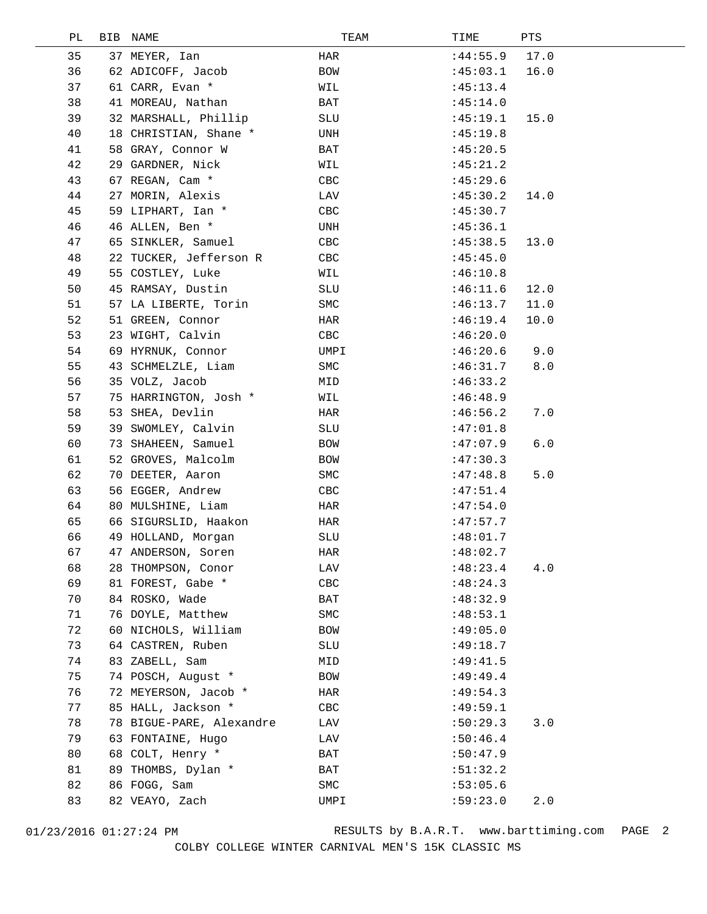| PL | BIB | NAME | TEAM | TIME | PTS |
|---|---|---|---|---|---|
| 35 | 37 | MEYER, Ian | HAR | :44:55.9 | 17.0 |
| 36 | 62 | ADICOFF, Jacob | BOW | :45:03.1 | 16.0 |
| 37 | 61 | CARR, Evan * | WIL | :45:13.4 | |
| 38 | 41 | MOREAU, Nathan | BAT | :45:14.0 | |
| 39 | 32 | MARSHALL, Phillip | SLU | :45:19.1 | 15.0 |
| 40 | 18 | CHRISTIAN, Shane * | UNH | :45:19.8 | |
| 41 | 58 | GRAY, Connor W | BAT | :45:20.5 | |
| 42 | 29 | GARDNER, Nick | WIL | :45:21.2 | |
| 43 | 67 | REGAN, Cam * | CBC | :45:29.6 | |
| 44 | 27 | MORIN, Alexis | LAV | :45:30.2 | 14.0 |
| 45 | 59 | LIPHART, Ian * | CBC | :45:30.7 | |
| 46 | 46 | ALLEN, Ben * | UNH | :45:36.1 | |
| 47 | 65 | SINKLER, Samuel | CBC | :45:38.5 | 13.0 |
| 48 | 22 | TUCKER, Jefferson R | CBC | :45:45.0 | |
| 49 | 55 | COSTLEY, Luke | WIL | :46:10.8 | |
| 50 | 45 | RAMSAY, Dustin | SLU | :46:11.6 | 12.0 |
| 51 | 57 | LA LIBERTE, Torin | SMC | :46:13.7 | 11.0 |
| 52 | 51 | GREEN, Connor | HAR | :46:19.4 | 10.0 |
| 53 | 23 | WIGHT, Calvin | CBC | :46:20.0 | |
| 54 | 69 | HYRNUK, Connor | UMPI | :46:20.6 | 9.0 |
| 55 | 43 | SCHMELZLE, Liam | SMC | :46:31.7 | 8.0 |
| 56 | 35 | VOLZ, Jacob | MID | :46:33.2 | |
| 57 | 75 | HARRINGTON, Josh * | WIL | :46:48.9 | |
| 58 | 53 | SHEA, Devlin | HAR | :46:56.2 | 7.0 |
| 59 | 39 | SWOMLEY, Calvin | SLU | :47:01.8 | |
| 60 | 73 | SHAHEEN, Samuel | BOW | :47:07.9 | 6.0 |
| 61 | 52 | GROVES, Malcolm | BOW | :47:30.3 | |
| 62 | 70 | DEETER, Aaron | SMC | :47:48.8 | 5.0 |
| 63 | 56 | EGGER, Andrew | CBC | :47:51.4 | |
| 64 | 80 | MULSHINE, Liam | HAR | :47:54.0 | |
| 65 | 66 | SIGURSLID, Haakon | HAR | :47:57.7 | |
| 66 | 49 | HOLLAND, Morgan | SLU | :48:01.7 | |
| 67 | 47 | ANDERSON, Soren | HAR | :48:02.7 | |
| 68 | 28 | THOMPSON, Conor | LAV | :48:23.4 | 4.0 |
| 69 | 81 | FOREST, Gabe * | CBC | :48:24.3 | |
| 70 | 84 | ROSKO, Wade | BAT | :48:32.9 | |
| 71 | 76 | DOYLE, Matthew | SMC | :48:53.1 | |
| 72 | 60 | NICHOLS, William | BOW | :49:05.0 | |
| 73 | 64 | CASTREN, Ruben | SLU | :49:18.7 | |
| 74 | 83 | ZABELL, Sam | MID | :49:41.5 | |
| 75 | 74 | POSCH, August * | BOW | :49:49.4 | |
| 76 | 72 | MEYERSON, Jacob * | HAR | :49:54.3 | |
| 77 | 85 | HALL, Jackson * | CBC | :49:59.1 | |
| 78 | 78 | BIGUE-PARE, Alexandre | LAV | :50:29.3 | 3.0 |
| 79 | 63 | FONTAINE, Hugo | LAV | :50:46.4 | |
| 80 | 68 | COLT, Henry * | BAT | :50:47.9 | |
| 81 | 89 | THOMBS, Dylan * | BAT | :51:32.2 | |
| 82 | 86 | FOGG, Sam | SMC | :53:05.6 | |
| 83 | 82 | VEAYO, Zach | UMPI | :59:23.0 | 2.0 |

01/23/2016 01:27:24 PM RESULTS by B.A.R.T. www.barttiming.com

COLBY COLLEGE WINTER CARNIVAL MEN'S 15K CLASSIC MS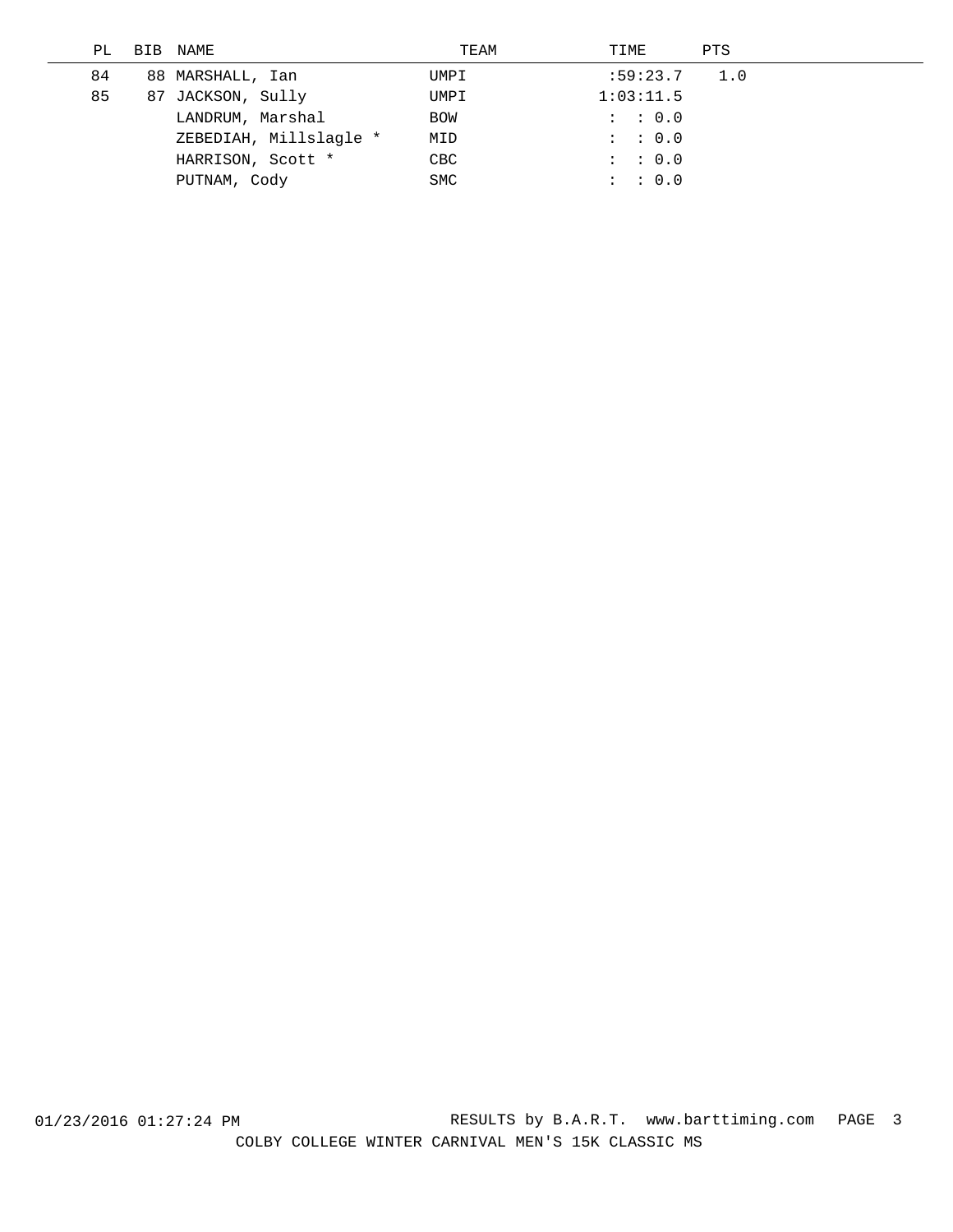| PL | BIB | NAME | TEAM | TIME | PTS |
|---|---|---|---|---|---|
| 84 | 88 | MARSHALL, Ian | UMPI | :59:23.7 | 1.0 |
| 85 | 87 | JACKSON, Sully | UMPI | 1:03:11.5 | |
| | | LANDRUM, Marshal | BOW | : : 0.0 | |
| | | ZEBEDIAH, Millslagle * | MID | : : 0.0 | |
| | | HARRISON, Scott * | CBC | : : 0.0 | |
| | | PUTNAM, Cody | SMC | : : 0.0 | |

01/23/2016 01:27:24 PM RESULTS by B.A.R.T. www.barttiming.com

COLBY COLLEGE WINTER CARNIVAL MEN'S 15K CLASSIC MS